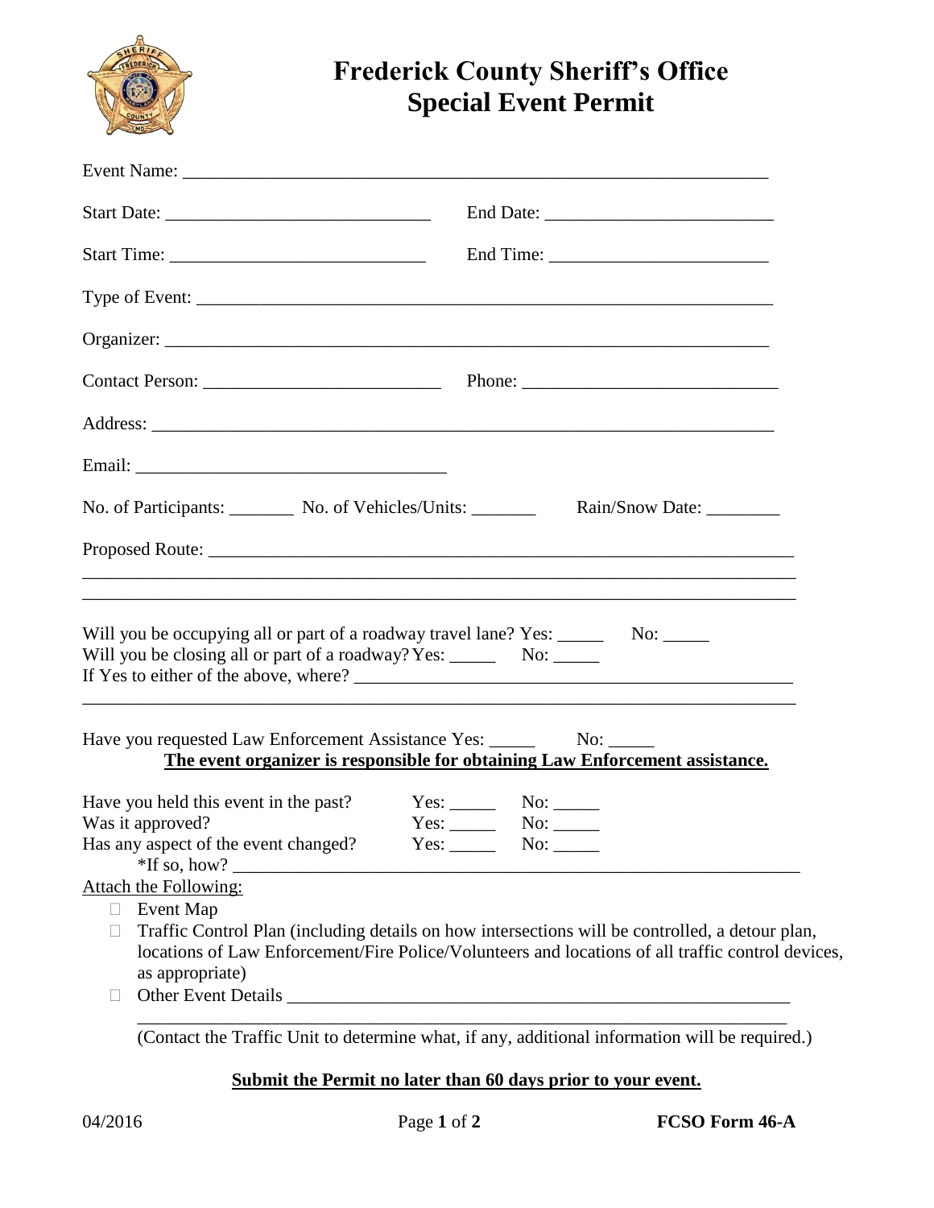# Frederick County Sheriff's Office
## Special Event Permit

Event Name: ______________________________________________________________

Start Date: ____________________________ End Date: _______________________

Start Time: ___________________________ End Time: _______________________

Type of Event: _____________________________________________________________

Organizer: _________________________________________________________________

Contact Person: ________________________ Phone: __________________________

Address: ___________________________________________________________________

Email: _________________________________

No. of Participants: _______ No. of Vehicles/Units: _______ Rain/Snow Date: ________

Proposed Route: ____________________________________________________________

_____________________________________________________________________________

_____________________________________________________________________________

Will you be occupying all or part of a roadway travel lane? Yes: _____ No: _____

Will you be closing all or part of a roadway? Yes: _____ No: _____

If Yes to either of the above, where? _______________________________________________

_____________________________________________________________________________

Have you requested Law Enforcement Assistance Yes: _____ No: _____

**<u>The event organizer is responsible for obtaining Law Enforcement assistance.</u>**

Have you held this event in the past? Yes: _____ No: _____

Was it approved? Yes: _____ No: _____

Has any aspect of the event changed? Yes: _____ No: _____

*If so, how? ____________________________________________________________

<u>Attach the Following:</u>

- ☐ Event Map
- ☐ Traffic Control Plan (including details on how intersections will be controlled, a detour plan, locations of Law Enforcement/Fire Police/Volunteers and locations of all traffic control devices, as appropriate)
- ☐ Other Event Details _____________________________________________________

  _____________________________________________________________________________

  (Contact the Traffic Unit to determine what, if any, additional information will be required.)

**<u>Submit the Permit no later than 60 days prior to your event.</u>**

04/2016 **FCSO Form 46-A**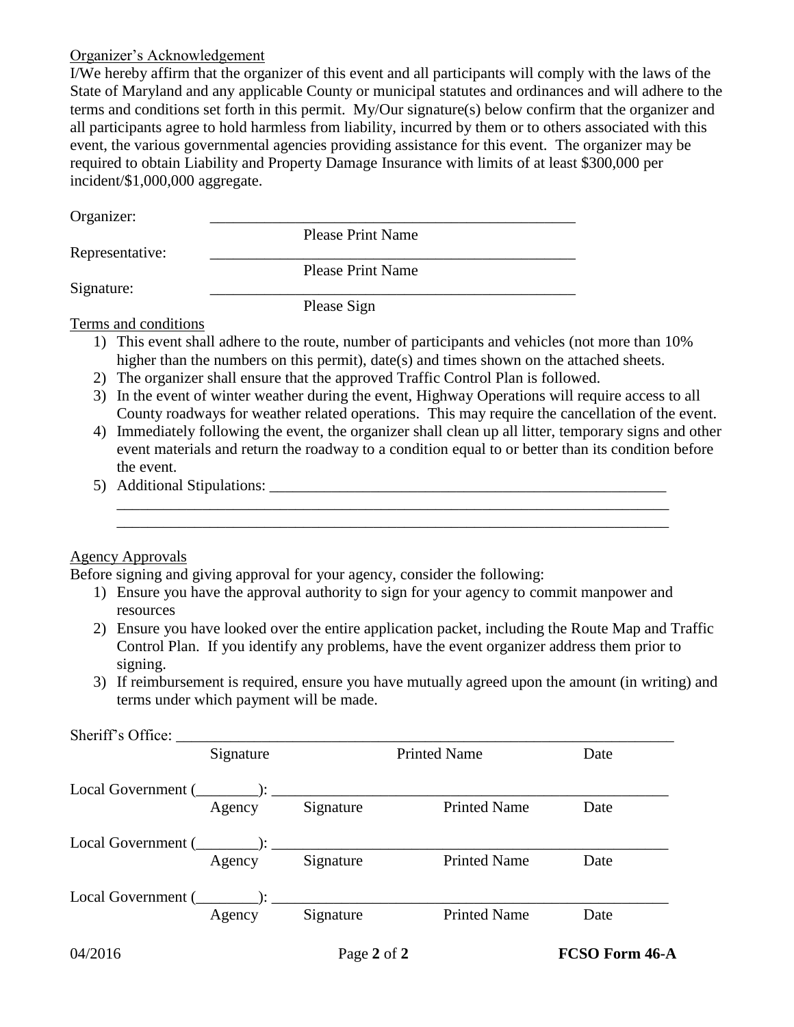Organizer's Acknowledgement

I/We hereby affirm that the organizer of this event and all participants will comply with the laws of the State of Maryland and any applicable County or municipal statutes and ordinances and will adhere to the terms and conditions set forth in this permit. My/Our signature(s) below confirm that the organizer and all participants agree to hold harmless from liability, incurred by them or to others associated with this event, the various governmental agencies providing assistance for this event. The organizer may be required to obtain Liability and Property Damage Insurance with limits of at least $300,000 per incident/$1,000,000 aggregate.

Organizer: ______________________________________________
Please Print Name

Representative: ______________________________________________
Please Print Name

Signature: ______________________________________________
Please Sign

Terms and conditions

1) This event shall adhere to the route, number of participants and vehicles (not more than 10% higher than the numbers on this permit), date(s) and times shown on the attached sheets.
2) The organizer shall ensure that the approved Traffic Control Plan is followed.
3) In the event of winter weather during the event, Highway Operations will require access to all County roadways for weather related operations. This may require the cancellation of the event.
4) Immediately following the event, the organizer shall clean up all litter, temporary signs and other event materials and return the roadway to a condition equal to or better than its condition before the event.
5) Additional Stipulations: ______________________________________________
______________________________________________________________________
______________________________________________________________________

Agency Approvals

Before signing and giving approval for your agency, consider the following:

1) Ensure you have the approval authority to sign for your agency to commit manpower and resources
2) Ensure you have looked over the entire application packet, including the Route Map and Traffic Control Plan. If you identify any problems, have the event organizer address them prior to signing.
3) If reimbursement is required, ensure you have mutually agreed upon the amount (in writing) and terms under which payment will be made.

Sheriff's Office: ______________________________________________________________
Signature | Printed Name | Date

Local Government (________): ______________________________________________
Agency | Signature | Printed Name | Date

Local Government (________): ______________________________________________
Agency | Signature | Printed Name | Date

Local Government (________): ______________________________________________
Agency | Signature | Printed Name | Date

04/2016 **FCSO Form 46-A**